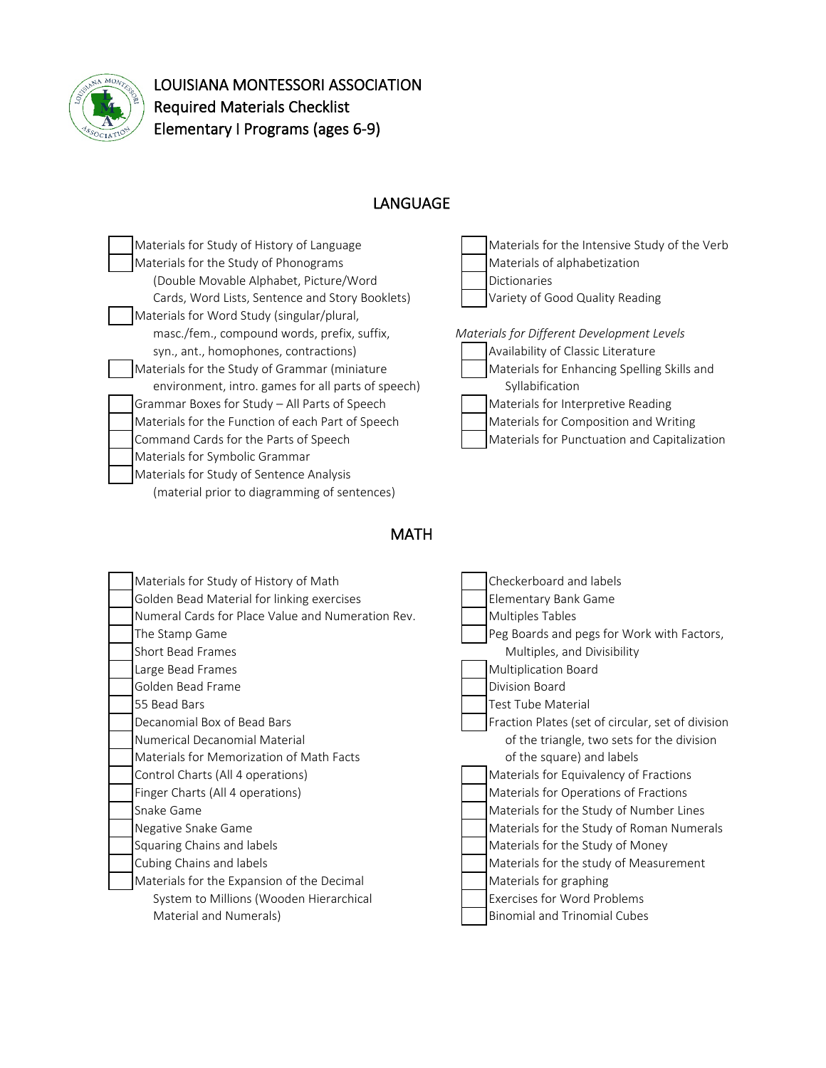# LOUISIANA MONTESSORI ASSOCIATION
## Required Materials Checklist
## Elementary I Programs (ages 6-9)

## LANGUAGE

- [ ] Materials for Study of History of Language
- [ ] Materials for the Study of Phonograms (Double Movable Alphabet, Picture/Word Cards, Word Lists, Sentence and Story Booklets)
- [ ] Materials for Word Study (singular/plural, masc./fem., compound words, prefix, suffix, syn., ant., homophones, contractions)
- [ ] Materials for the Study of Grammar (miniature environment, intro. games for all parts of speech)
- [ ] Grammar Boxes for Study – All Parts of Speech
- [ ] Materials for the Function of each Part of Speech
- [ ] Command Cards for the Parts of Speech
- [ ] Materials for Symbolic Grammar
- [ ] Materials for Study of Sentence Analysis (material prior to diagramming of sentences)
- [ ] Materials for the Intensive Study of the Verb
- [ ] Materials of alphabetization
- [ ] Dictionaries
- [ ] Variety of Good Quality Reading

*Materials for Different Development Levels*

- [ ] Availability of Classic Literature
- [ ] Materials for Enhancing Spelling Skills and Syllabification
- [ ] Materials for Interpretive Reading
- [ ] Materials for Composition and Writing
- [ ] Materials for Punctuation and Capitalization

## MATH

- [ ] Materials for Study of History of Math
- [ ] Golden Bead Material for linking exercises
- [ ] Numeral Cards for Place Value and Numeration Rev.
- [ ] The Stamp Game
- [ ] Short Bead Frames
- [ ] Large Bead Frames
- [ ] Golden Bead Frame
- [ ] 55 Bead Bars
- [ ] Decanomial Box of Bead Bars
- [ ] Numerical Decanomial Material
- [ ] Materials for Memorization of Math Facts
- [ ] Control Charts (All 4 operations)
- [ ] Finger Charts (All 4 operations)
- [ ] Snake Game
- [ ] Negative Snake Game
- [ ] Squaring Chains and labels
- [ ] Cubing Chains and labels
- [ ] Materials for the Expansion of the Decimal System to Millions (Wooden Hierarchical Material and Numerals)
- [ ] Checkerboard and labels
- [ ] Elementary Bank Game
- [ ] Multiples Tables
- [ ] Peg Boards and pegs for Work with Factors, Multiples, and Divisibility
- [ ] Multiplication Board
- [ ] Division Board
- [ ] Test Tube Material
- [ ] Fraction Plates (set of circular, set of division of the triangle, two sets for the division of the square) and labels
- [ ] Materials for Equivalency of Fractions
- [ ] Materials for Operations of Fractions
- [ ] Materials for the Study of Number Lines
- [ ] Materials for the Study of Roman Numerals
- [ ] Materials for the Study of Money
- [ ] Materials for the study of Measurement
- [ ] Materials for graphing
- [ ] Exercises for Word Problems
- [ ] Binomial and Trinomial Cubes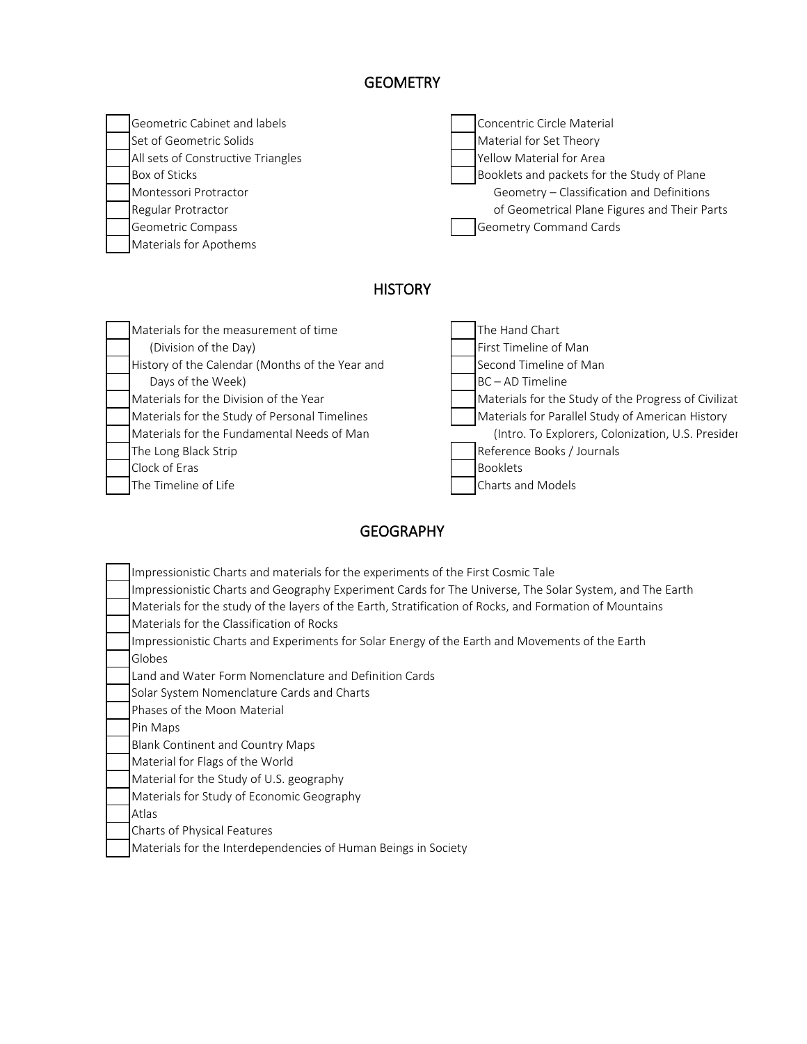## GEOMETRY

- [ ] Geometric Cabinet and labels
- [ ] Set of Geometric Solids
- [ ] All sets of Constructive Triangles
- [ ] Box of Sticks
- [ ] Montessori Protractor
- [ ] Regular Protractor
- [ ] Geometric Compass
- [ ] Materials for Apothems
- [ ] Concentric Circle Material
- [ ] Material for Set Theory
- [ ] Yellow Material for Area
- [ ] Booklets and packets for the Study of Plane Geometry – Classification and Definitions of Geometrical Plane Figures and Their Parts
- [ ] Geometry Command Cards

## HISTORY

- [ ] Materials for the measurement of time (Division of the Day)
- [ ] History of the Calendar (Months of the Year and Days of the Week)
- [ ] Materials for the Division of the Year
- [ ] Materials for the Study of Personal Timelines
- [ ] Materials for the Fundamental Needs of Man
- [ ] The Long Black Strip
- [ ] Clock of Eras
- [ ] The Timeline of Life
- [ ] The Hand Chart
- [ ] First Timeline of Man
- [ ] Second Timeline of Man
- [ ] BC – AD Timeline
- [ ] Materials for the Study of the Progress of Civilizat
- [ ] Materials for Parallel Study of American History (Intro. To Explorers, Colonization, U.S. Presider
- [ ] Reference Books / Journals
- [ ] Booklets
- [ ] Charts and Models

## GEOGRAPHY

- [ ] Impressionistic Charts and materials for the experiments of the First Cosmic Tale
- [ ] Impressionistic Charts and Geography Experiment Cards for The Universe, The Solar System, and The Earth
- [ ] Materials for the study of the layers of the Earth, Stratification of Rocks, and Formation of Mountains
- [ ] Materials for the Classification of Rocks
- [ ] Impressionistic Charts and Experiments for Solar Energy of the Earth and Movements of the Earth
- [ ] Globes
- [ ] Land and Water Form Nomenclature and Definition Cards
- [ ] Solar System Nomenclature Cards and Charts
- [ ] Phases of the Moon Material
- [ ] Pin Maps
- [ ] Blank Continent and Country Maps
- [ ] Material for Flags of the World
- [ ] Material for the Study of U.S. geography
- [ ] Materials for Study of Economic Geography
- [ ] Atlas
- [ ] Charts of Physical Features
- [ ] Materials for the Interdependencies of Human Beings in Society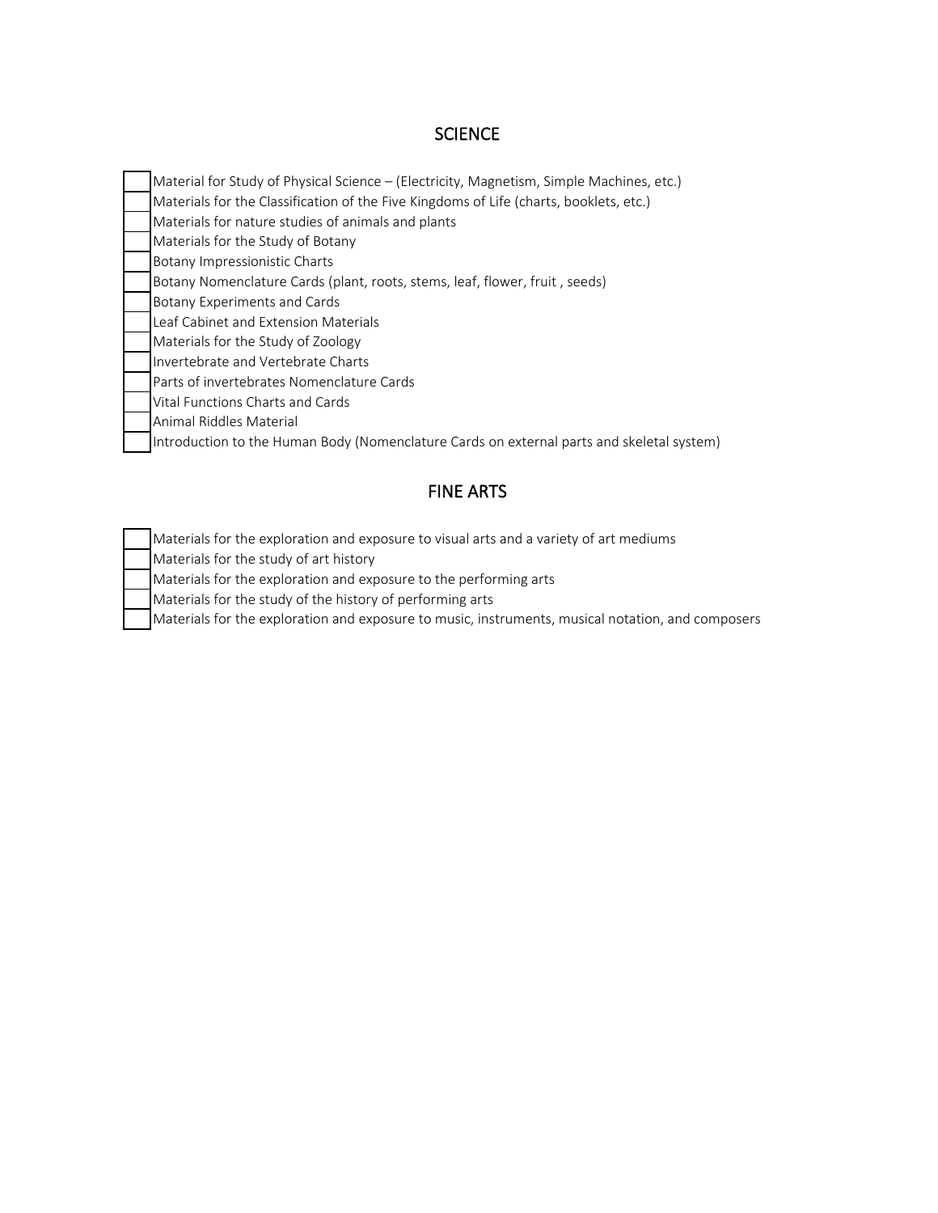## SCIENCE

- [ ] Material for Study of Physical Science – (Electricity, Magnetism, Simple Machines, etc.)
- [ ] Materials for the Classification of the Five Kingdoms of Life (charts, booklets, etc.)
- [ ] Materials for nature studies of animals and plants
- [ ] Materials for the Study of Botany
- [ ] Botany Impressionistic Charts
- [ ] Botany Nomenclature Cards (plant, roots, stems, leaf, flower, fruit , seeds)
- [ ] Botany Experiments and Cards
- [ ] Leaf Cabinet and Extension Materials
- [ ] Materials for the Study of Zoology
- [ ] Invertebrate and Vertebrate Charts
- [ ] Parts of invertebrates Nomenclature Cards
- [ ] Vital Functions Charts and Cards
- [ ] Animal Riddles Material
- [ ] Introduction to the Human Body (Nomenclature Cards on external parts and skeletal system)

## FINE ARTS

- [ ] Materials for the exploration and exposure to visual arts and a variety of art mediums
- [ ] Materials for the study of art history
- [ ] Materials for the exploration and exposure to the performing arts
- [ ] Materials for the study of the history of performing arts
- [ ] Materials for the exploration and exposure to music, instruments, musical notation, and composers